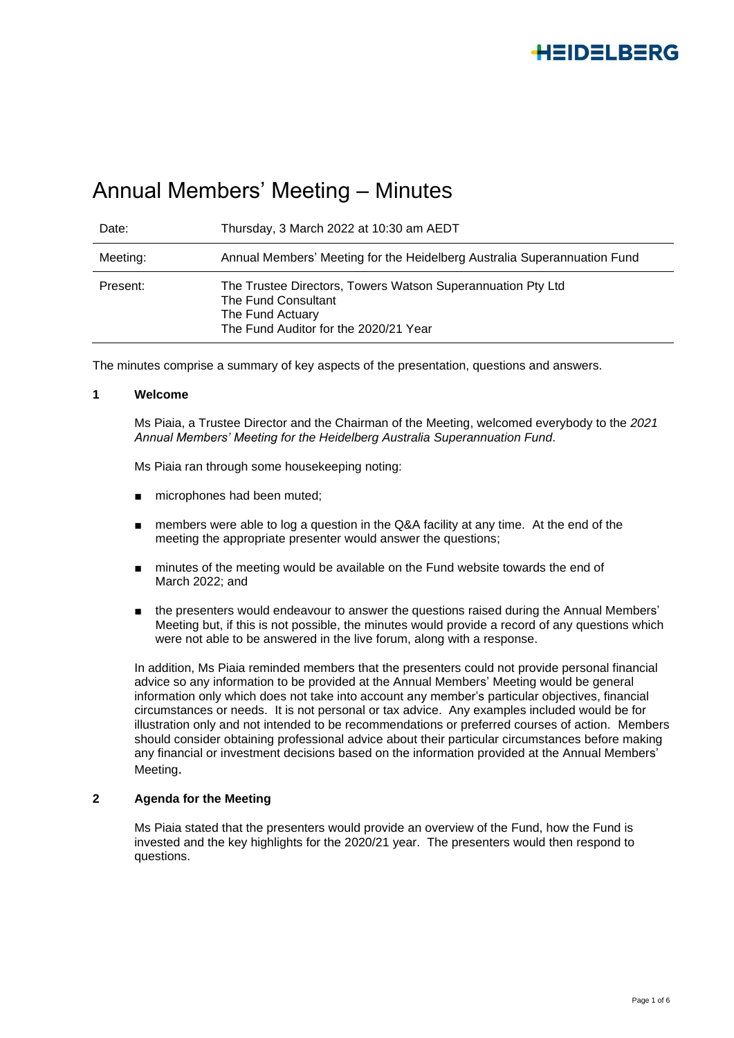# Annual Members' Meeting – Minutes

| | |
|---|---|
| Date: | Thursday, 3 March 2022 at 10:30 am AEDT |
| Meeting: | Annual Members' Meeting for the Heidelberg Australia Superannuation Fund |
| Present: | The Trustee Directors, Towers Watson Superannuation Pty Ltd<br>The Fund Consultant<br>The Fund Actuary<br>The Fund Auditor for the 2020/21 Year |

The minutes comprise a summary of key aspects of the presentation, questions and answers.

## 1 Welcome

Ms Piaia, a Trustee Director and the Chairman of the Meeting, welcomed everybody to the *2021 Annual Members' Meeting for the Heidelberg Australia Superannuation Fund*.

Ms Piaia ran through some housekeeping noting:

- microphones had been muted;
- members were able to log a question in the Q&A facility at any time. At the end of the meeting the appropriate presenter would answer the questions;
- minutes of the meeting would be available on the Fund website towards the end of March 2022; and
- the presenters would endeavour to answer the questions raised during the Annual Members' Meeting but, if this is not possible, the minutes would provide a record of any questions which were not able to be answered in the live forum, along with a response.

In addition, Ms Piaia reminded members that the presenters could not provide personal financial advice so any information to be provided at the Annual Members' Meeting would be general information only which does not take into account any member's particular objectives, financial circumstances or needs. It is not personal or tax advice. Any examples included would be for illustration only and not intended to be recommendations or preferred courses of action. Members should consider obtaining professional advice about their particular circumstances before making any financial or investment decisions based on the information provided at the Annual Members' Meeting.

## 2 Agenda for the Meeting

Ms Piaia stated that the presenters would provide an overview of the Fund, how the Fund is invested and the key highlights for the 2020/21 year. The presenters would then respond to questions.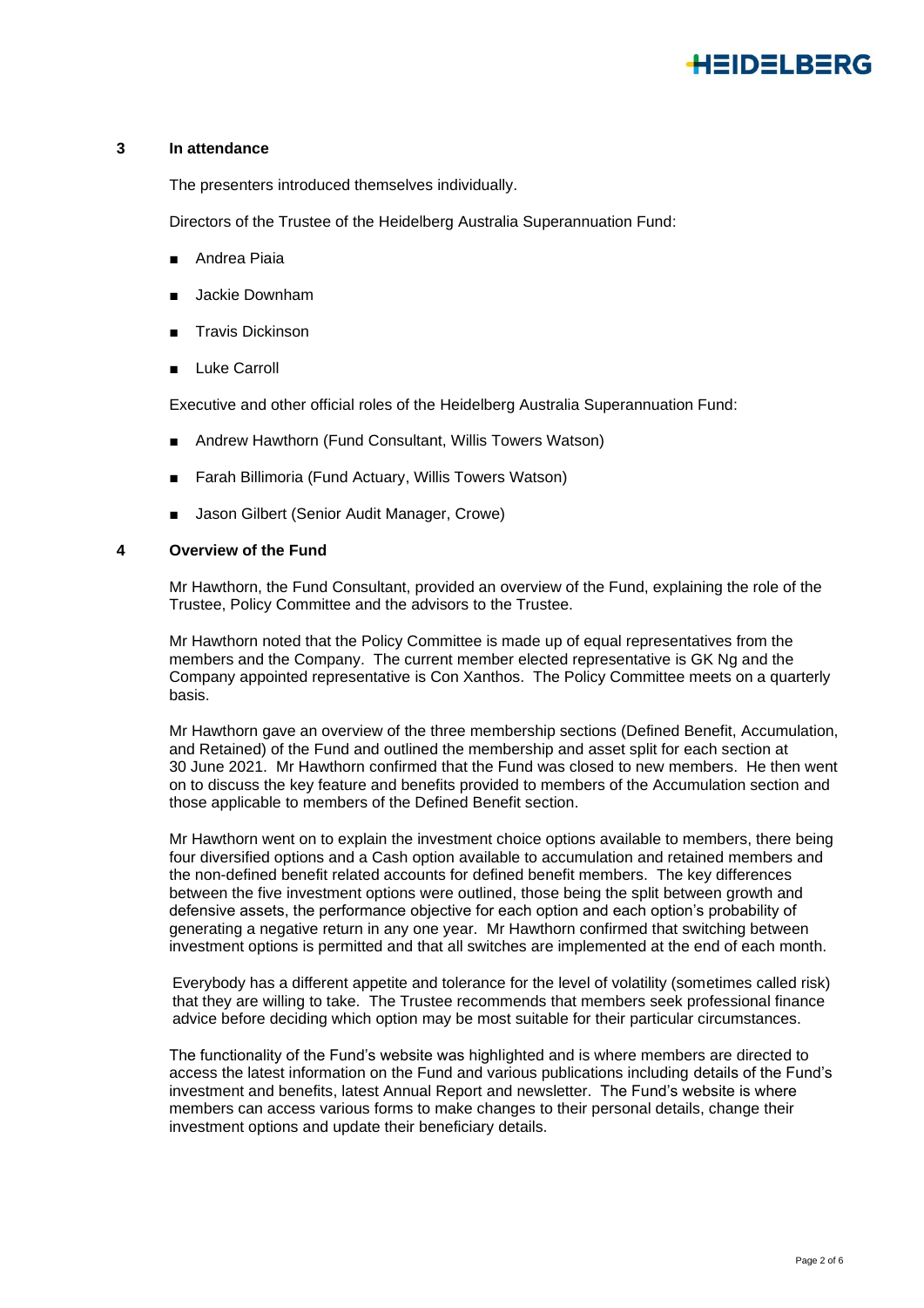## 3 In attendance

The presenters introduced themselves individually.

Directors of the Trustee of the Heidelberg Australia Superannuation Fund:

- Andrea Piaia
- Jackie Downham
- Travis Dickinson
- Luke Carroll

Executive and other official roles of the Heidelberg Australia Superannuation Fund:

- Andrew Hawthorn (Fund Consultant, Willis Towers Watson)
- Farah Billimoria (Fund Actuary, Willis Towers Watson)
- Jason Gilbert (Senior Audit Manager, Crowe)

## 4 Overview of the Fund

Mr Hawthorn, the Fund Consultant, provided an overview of the Fund, explaining the role of the Trustee, Policy Committee and the advisors to the Trustee.

Mr Hawthorn noted that the Policy Committee is made up of equal representatives from the members and the Company. The current member elected representative is GK Ng and the Company appointed representative is Con Xanthos. The Policy Committee meets on a quarterly basis.

Mr Hawthorn gave an overview of the three membership sections (Defined Benefit, Accumulation, and Retained) of the Fund and outlined the membership and asset split for each section at 30 June 2021. Mr Hawthorn confirmed that the Fund was closed to new members. He then went on to discuss the key feature and benefits provided to members of the Accumulation section and those applicable to members of the Defined Benefit section.

Mr Hawthorn went on to explain the investment choice options available to members, there being four diversified options and a Cash option available to accumulation and retained members and the non-defined benefit related accounts for defined benefit members. The key differences between the five investment options were outlined, those being the split between growth and defensive assets, the performance objective for each option and each option's probability of generating a negative return in any one year. Mr Hawthorn confirmed that switching between investment options is permitted and that all switches are implemented at the end of each month.

Everybody has a different appetite and tolerance for the level of volatility (sometimes called risk) that they are willing to take. The Trustee recommends that members seek professional finance advice before deciding which option may be most suitable for their particular circumstances.

The functionality of the Fund's website was highlighted and is where members are directed to access the latest information on the Fund and various publications including details of the Fund's investment and benefits, latest Annual Report and newsletter. The Fund's website is where members can access various forms to make changes to their personal details, change their investment options and update their beneficiary details.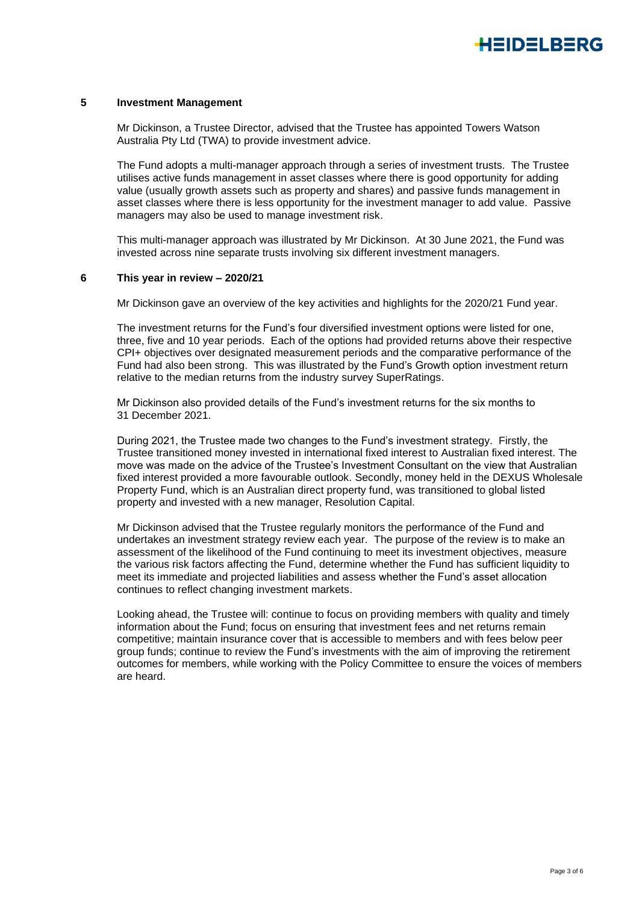## 5 Investment Management

Mr Dickinson, a Trustee Director, advised that the Trustee has appointed Towers Watson Australia Pty Ltd (TWA) to provide investment advice.

The Fund adopts a multi-manager approach through a series of investment trusts. The Trustee utilises active funds management in asset classes where there is good opportunity for adding value (usually growth assets such as property and shares) and passive funds management in asset classes where there is less opportunity for the investment manager to add value. Passive managers may also be used to manage investment risk.

This multi-manager approach was illustrated by Mr Dickinson. At 30 June 2021, the Fund was invested across nine separate trusts involving six different investment managers.

## 6 This year in review – 2020/21

Mr Dickinson gave an overview of the key activities and highlights for the 2020/21 Fund year.

The investment returns for the Fund's four diversified investment options were listed for one, three, five and 10 year periods. Each of the options had provided returns above their respective CPI+ objectives over designated measurement periods and the comparative performance of the Fund had also been strong. This was illustrated by the Fund's Growth option investment return relative to the median returns from the industry survey SuperRatings.

Mr Dickinson also provided details of the Fund's investment returns for the six months to 31 December 2021.

During 2021, the Trustee made two changes to the Fund's investment strategy. Firstly, the Trustee transitioned money invested in international fixed interest to Australian fixed interest. The move was made on the advice of the Trustee's Investment Consultant on the view that Australian fixed interest provided a more favourable outlook. Secondly, money held in the DEXUS Wholesale Property Fund, which is an Australian direct property fund, was transitioned to global listed property and invested with a new manager, Resolution Capital.

Mr Dickinson advised that the Trustee regularly monitors the performance of the Fund and undertakes an investment strategy review each year. The purpose of the review is to make an assessment of the likelihood of the Fund continuing to meet its investment objectives, measure the various risk factors affecting the Fund, determine whether the Fund has sufficient liquidity to meet its immediate and projected liabilities and assess whether the Fund's asset allocation continues to reflect changing investment markets.

Looking ahead, the Trustee will: continue to focus on providing members with quality and timely information about the Fund; focus on ensuring that investment fees and net returns remain competitive; maintain insurance cover that is accessible to members and with fees below peer group funds; continue to review the Fund's investments with the aim of improving the retirement outcomes for members, while working with the Policy Committee to ensure the voices of members are heard.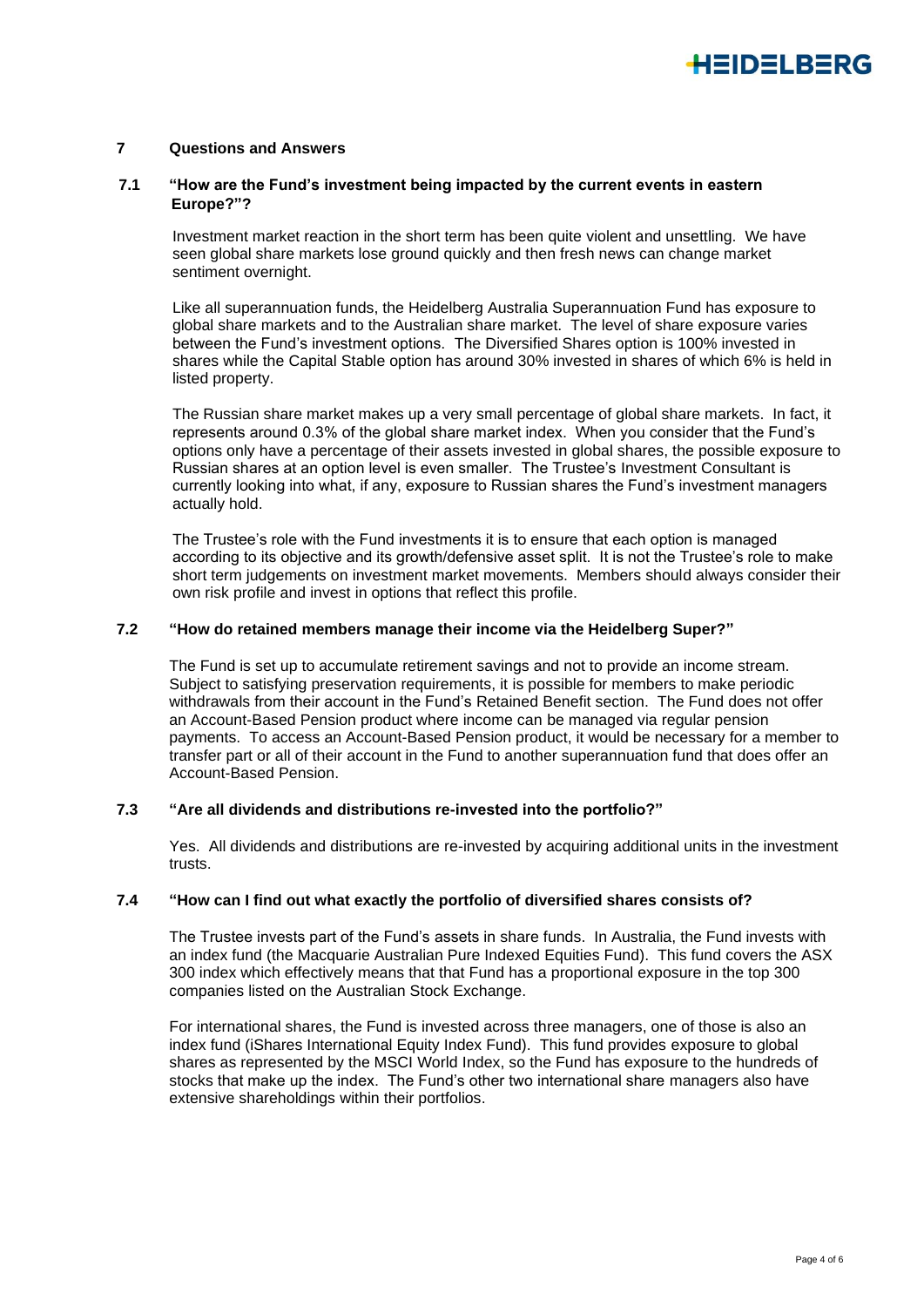## 7 Questions and Answers

### 7.1 "How are the Fund's investment being impacted by the current events in eastern Europe?"?

Investment market reaction in the short term has been quite violent and unsettling. We have seen global share markets lose ground quickly and then fresh news can change market sentiment overnight.

Like all superannuation funds, the Heidelberg Australia Superannuation Fund has exposure to global share markets and to the Australian share market. The level of share exposure varies between the Fund's investment options. The Diversified Shares option is 100% invested in shares while the Capital Stable option has around 30% invested in shares of which 6% is held in listed property.

The Russian share market makes up a very small percentage of global share markets. In fact, it represents around 0.3% of the global share market index. When you consider that the Fund's options only have a percentage of their assets invested in global shares, the possible exposure to Russian shares at an option level is even smaller. The Trustee's Investment Consultant is currently looking into what, if any, exposure to Russian shares the Fund's investment managers actually hold.

The Trustee's role with the Fund investments it is to ensure that each option is managed according to its objective and its growth/defensive asset split. It is not the Trustee's role to make short term judgements on investment market movements. Members should always consider their own risk profile and invest in options that reflect this profile.

### 7.2 "How do retained members manage their income via the Heidelberg Super?"

The Fund is set up to accumulate retirement savings and not to provide an income stream. Subject to satisfying preservation requirements, it is possible for members to make periodic withdrawals from their account in the Fund's Retained Benefit section. The Fund does not offer an Account-Based Pension product where income can be managed via regular pension payments. To access an Account-Based Pension product, it would be necessary for a member to transfer part or all of their account in the Fund to another superannuation fund that does offer an Account-Based Pension.

### 7.3 "Are all dividends and distributions re-invested into the portfolio?"

Yes. All dividends and distributions are re-invested by acquiring additional units in the investment trusts.

### 7.4 "How can I find out what exactly the portfolio of diversified shares consists of?

The Trustee invests part of the Fund's assets in share funds. In Australia, the Fund invests with an index fund (the Macquarie Australian Pure Indexed Equities Fund). This fund covers the ASX 300 index which effectively means that that Fund has a proportional exposure in the top 300 companies listed on the Australian Stock Exchange.

For international shares, the Fund is invested across three managers, one of those is also an index fund (iShares International Equity Index Fund). This fund provides exposure to global shares as represented by the MSCI World Index, so the Fund has exposure to the hundreds of stocks that make up the index. The Fund's other two international share managers also have extensive shareholdings within their portfolios.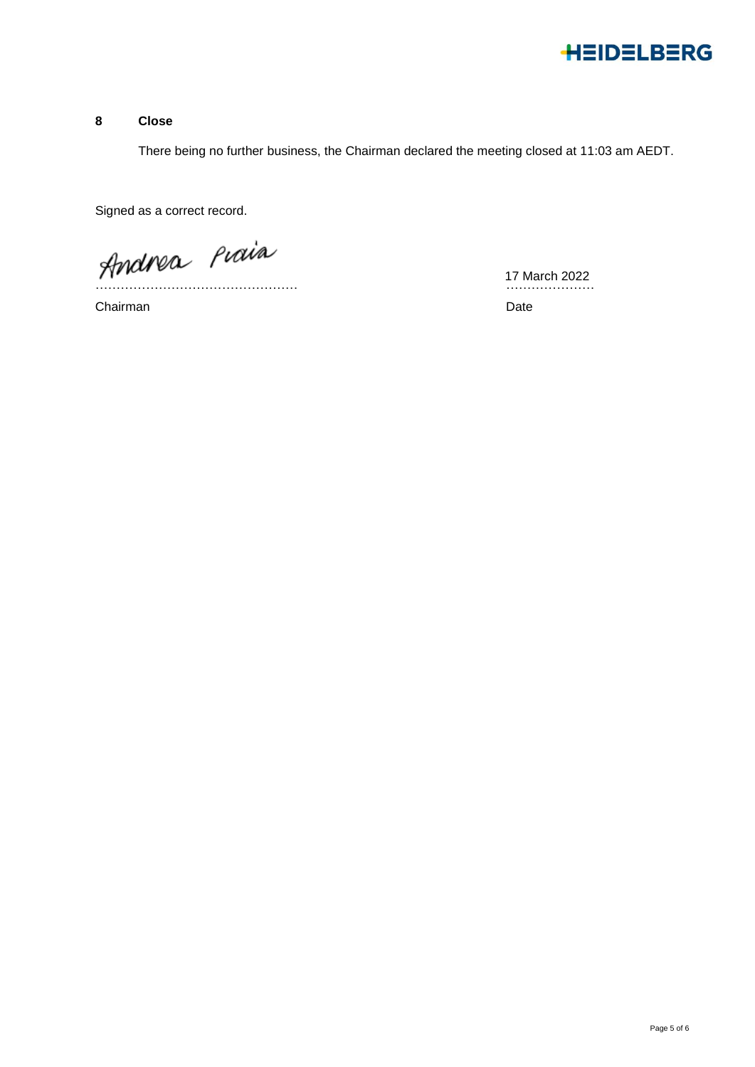## 8 Close

There being no further business, the Chairman declared the meeting closed at 11:03 am AEDT.

Signed as a correct record.

Andrea Pciaia
…………………………………………

Chairman

17 March 2022
…………………

Date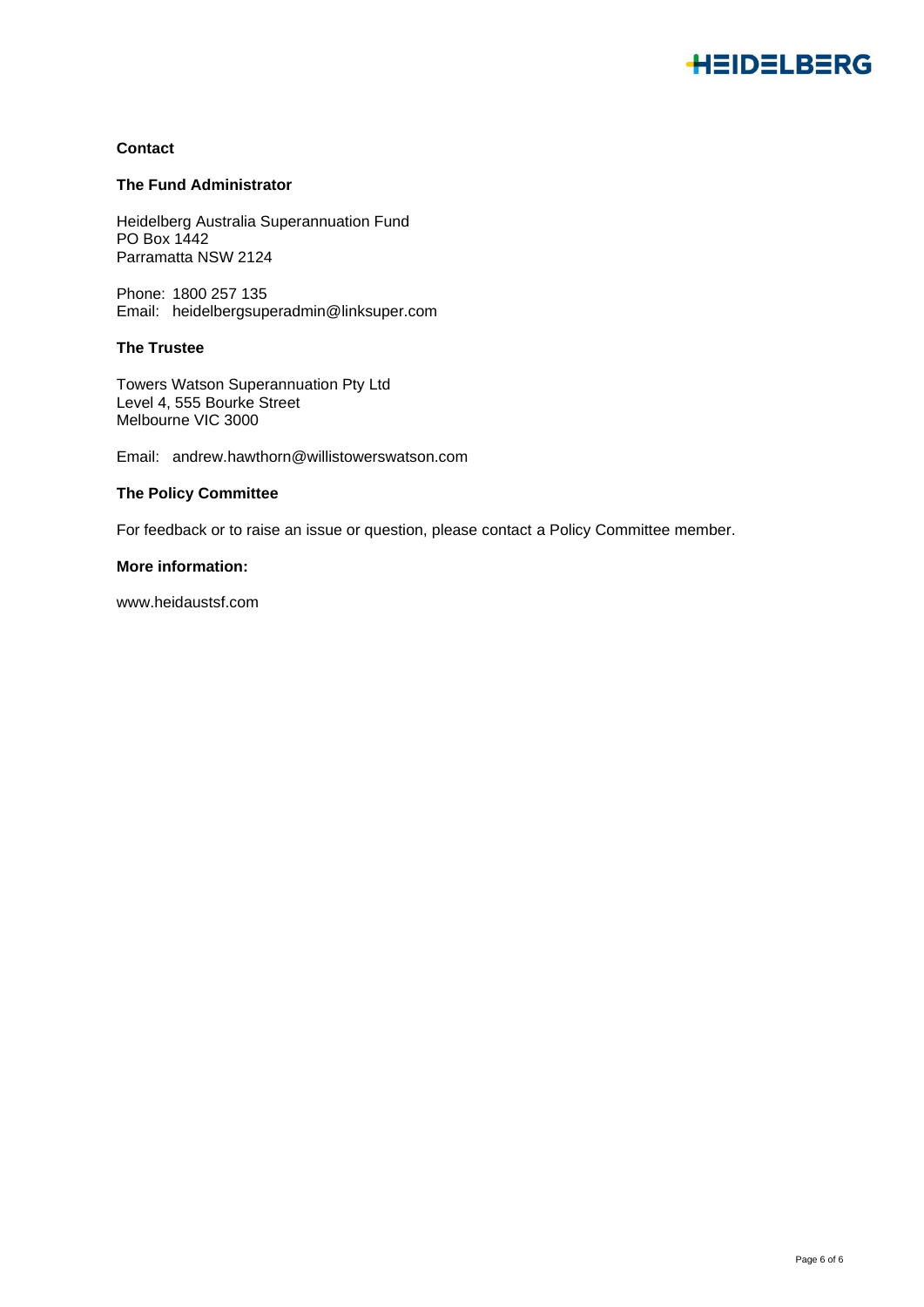## Contact

### The Fund Administrator

Heidelberg Australia Superannuation Fund
PO Box 1442
Parramatta NSW 2124

Phone: 1800 257 135
Email: heidelbergsuperadmin@linksuper.com

### The Trustee

Towers Watson Superannuation Pty Ltd
Level 4, 555 Bourke Street
Melbourne VIC 3000

Email: andrew.hawthorn@willistowerswatson.com

### The Policy Committee

For feedback or to raise an issue or question, please contact a Policy Committee member.

### More information:

www.heidaustsf.com